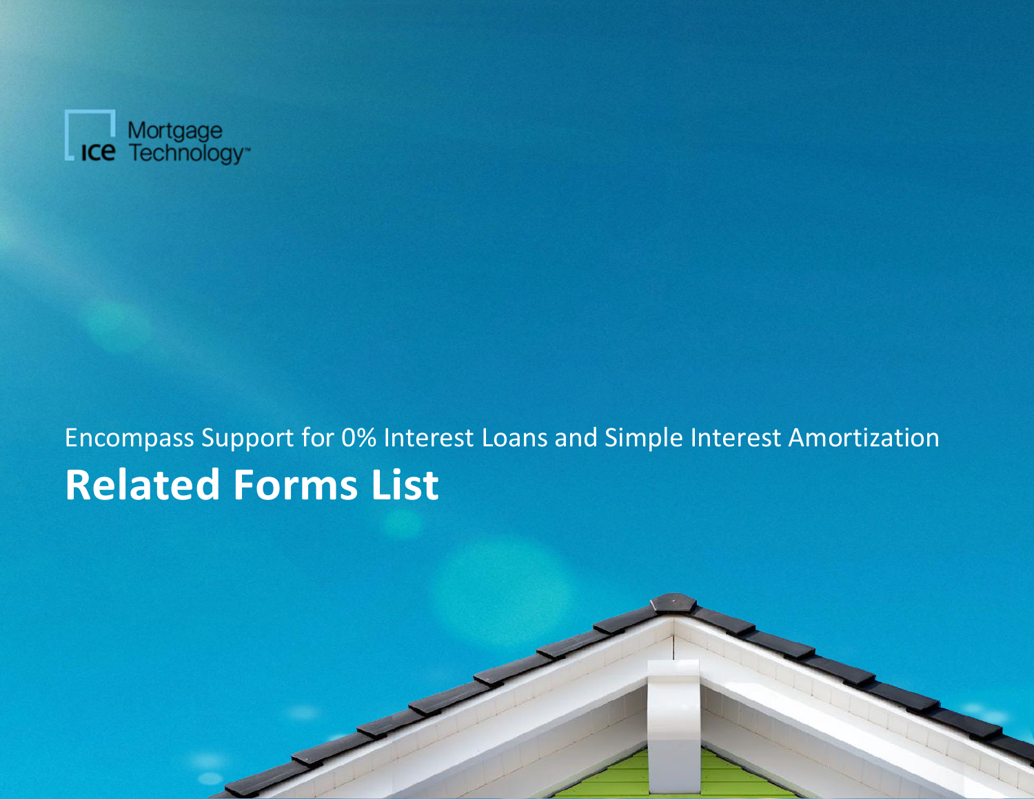Mortgage Technology

Encompass Support for 0% Interest Loans and Simple Interest Amortization

# Related Forms List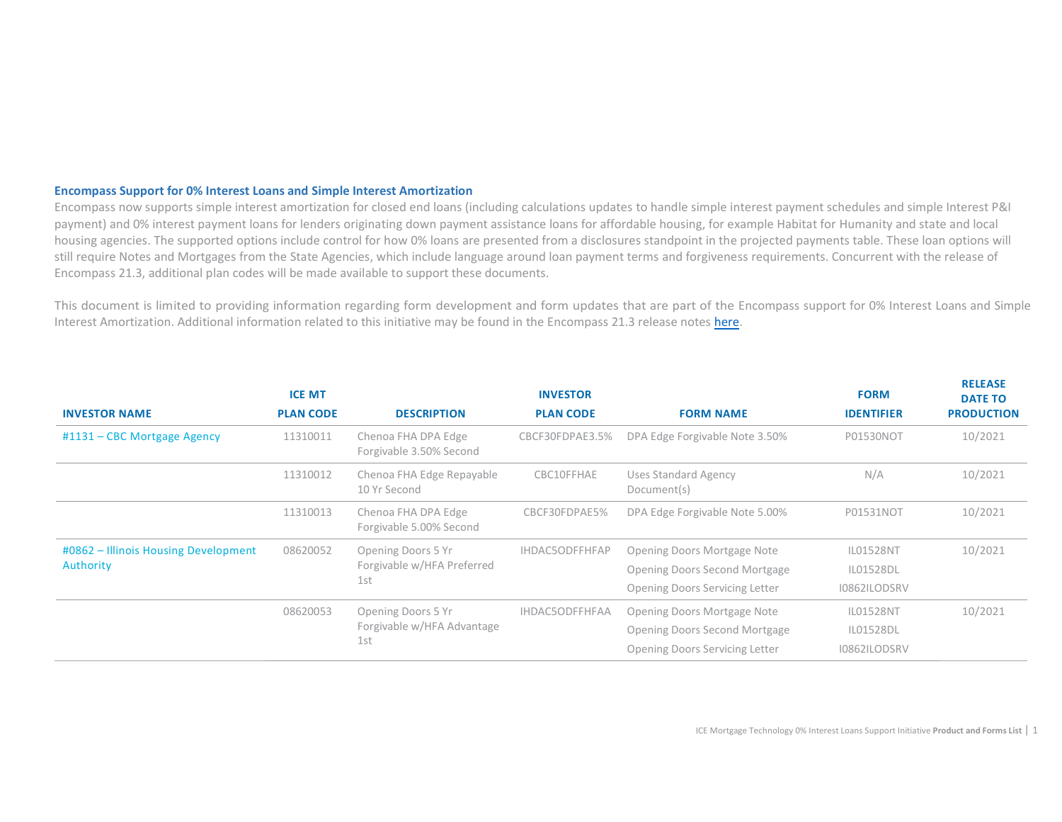### Encompass Support for 0% Interest Loans and Simple Interest Amortization

Encompass now supports simple interest amortization for closed end loans (including calculations updates to handle simple interest payment schedules and simple Interest P&I payment) and 0% interest payment loans for lenders originating down payment assistance loans for affordable housing, for example Habitat for Humanity and state and local housing agencies. The supported options include control for how 0% loans are presented from a disclosures standpoint in the projected payments table. These loan options will still require Notes and Mortgages from the State Agencies, which include language around loan payment terms and forgiveness requirements. Concurrent with the release of Encompass 21.3, additional plan codes will be made available to support these documents.

This document is limited to providing information regarding form development and form updates that are part of the Encompass support for 0% Interest Loans and Simple Interest Amortization. Additional information related to this initiative may be found in the Encompass 21.3 release notes here.

| INVESTOR NAME | ICE MT PLAN CODE | DESCRIPTION | INVESTOR PLAN CODE | FORM NAME | FORM IDENTIFIER | RELEASE DATE TO PRODUCTION |
|---|---|---|---|---|---|---|
| #1131 – CBC Mortgage Agency | 11310011 | Chenoa FHA DPA Edge Forgivable 3.50% Second | CBCF30FDPAE3.5% | DPA Edge Forgivable Note 3.50% | P01530NOT | 10/2021 |
| | 11310012 | Chenoa FHA Edge Repayable 10 Yr Second | CBC10FFHAE | Uses Standard Agency Document(s) | N/A | 10/2021 |
| | 11310013 | Chenoa FHA DPA Edge Forgivable 5.00% Second | CBCF30FDPAE5% | DPA Edge Forgivable Note 5.00% | P01531NOT | 10/2021 |
| #0862 – Illinois Housing Development Authority | 08620052 | Opening Doors 5 Yr Forgivable w/HFA Preferred 1st | IHDAC5ODFFHFAP | Opening Doors Mortgage Note<br>Opening Doors Second Mortgage<br>Opening Doors Servicing Letter | IL01528NT<br>IL01528DL<br>I0862ILODSRV | 10/2021 |
| | 08620053 | Opening Doors 5 Yr Forgivable w/HFA Advantage 1st | IHDAC5ODFFHFAA | Opening Doors Mortgage Note<br>Opening Doors Second Mortgage<br>Opening Doors Servicing Letter | IL01528NT<br>IL01528DL<br>I0862ILODSRV | 10/2021 |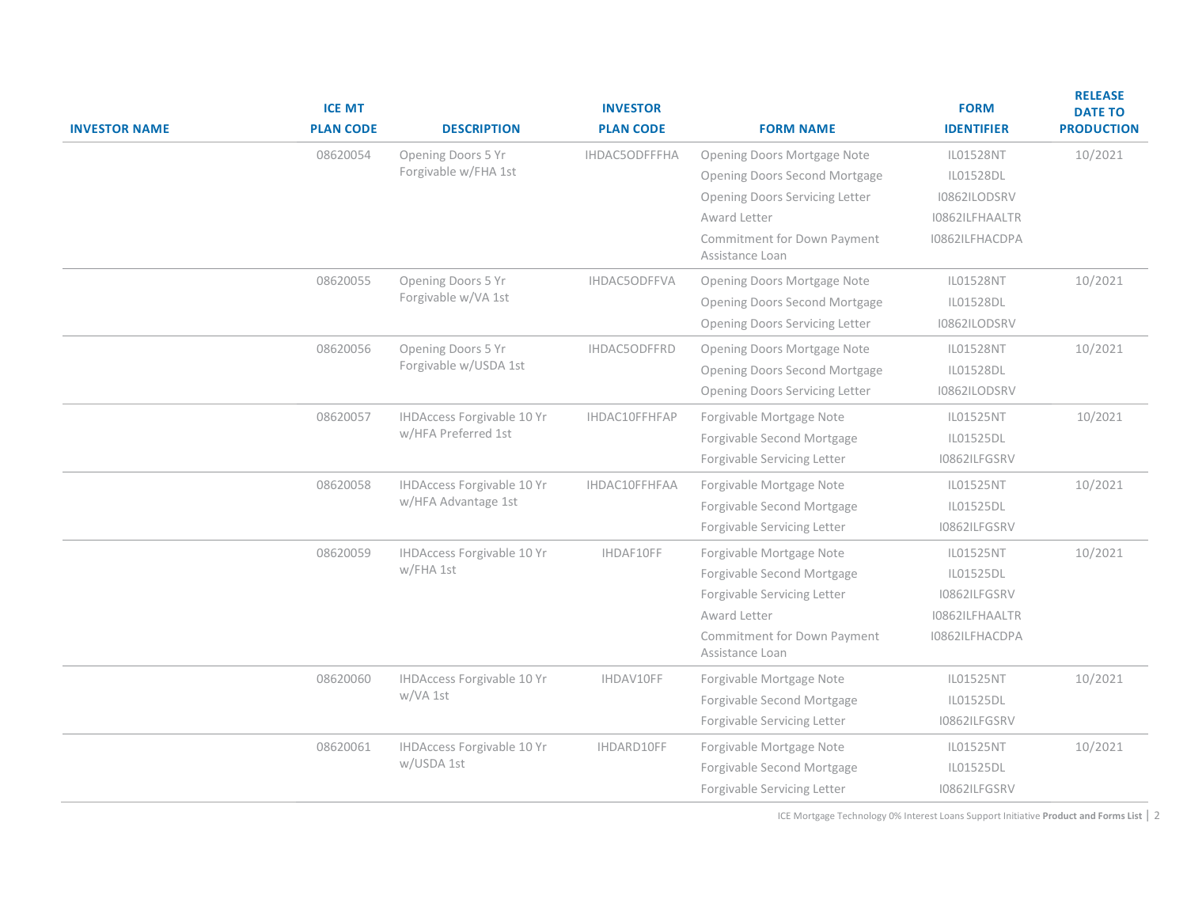| INVESTOR NAME | ICE MT PLAN CODE | DESCRIPTION | INVESTOR PLAN CODE | FORM NAME | FORM IDENTIFIER | RELEASE DATE TO PRODUCTION |
|---|---|---|---|---|---|---|
| | 08620054 | Opening Doors 5 Yr Forgivable w/FHA 1st | IHDAC5ODFFFHA | Opening Doors Mortgage Note | IL01528NT | 10/2021 |
| | | | | Opening Doors Second Mortgage | IL01528DL | |
| | | | | Opening Doors Servicing Letter | I0862ILODSRV | |
| | | | | Award Letter | I0862ILFHAALTR | |
| | | | | Commitment for Down Payment Assistance Loan | I0862ILFHACDPA | |
| | 08620055 | Opening Doors 5 Yr Forgivable w/VA 1st | IHDAC5ODFFVA | Opening Doors Mortgage Note | IL01528NT | 10/2021 |
| | | | | Opening Doors Second Mortgage | IL01528DL | |
| | | | | Opening Doors Servicing Letter | I0862ILODSRV | |
| | 08620056 | Opening Doors 5 Yr Forgivable w/USDA 1st | IHDAC5ODFFRD | Opening Doors Mortgage Note | IL01528NT | 10/2021 |
| | | | | Opening Doors Second Mortgage | IL01528DL | |
| | | | | Opening Doors Servicing Letter | I0862ILODSRV | |
| | 08620057 | IHDAccess Forgivable 10 Yr w/HFA Preferred 1st | IHDAC10FFHFAP | Forgivable Mortgage Note | IL01525NT | 10/2021 |
| | | | | Forgivable Second Mortgage | IL01525DL | |
| | | | | Forgivable Servicing Letter | I0862ILFGSRV | |
| | 08620058 | IHDAccess Forgivable 10 Yr w/HFA Advantage 1st | IHDAC10FFHFAA | Forgivable Mortgage Note | IL01525NT | 10/2021 |
| | | | | Forgivable Second Mortgage | IL01525DL | |
| | | | | Forgivable Servicing Letter | I0862ILFGSRV | |
| | 08620059 | IHDAccess Forgivable 10 Yr w/FHA 1st | IHDAF10FF | Forgivable Mortgage Note | IL01525NT | 10/2021 |
| | | | | Forgivable Second Mortgage | IL01525DL | |
| | | | | Forgivable Servicing Letter | I0862ILFGSRV | |
| | | | | Award Letter | I0862ILFHAALTR | |
| | | | | Commitment for Down Payment Assistance Loan | I0862ILFHACDPA | |
| | 08620060 | IHDAccess Forgivable 10 Yr w/VA 1st | IHDAV10FF | Forgivable Mortgage Note | IL01525NT | 10/2021 |
| | | | | Forgivable Second Mortgage | IL01525DL | |
| | | | | Forgivable Servicing Letter | I0862ILFGSRV | |
| | 08620061 | IHDAccess Forgivable 10 Yr w/USDA 1st | IHDARD10FF | Forgivable Mortgage Note | IL01525NT | 10/2021 |
| | | | | Forgivable Second Mortgage | IL01525DL | |
| | | | | Forgivable Servicing Letter | I0862ILFGSRV | |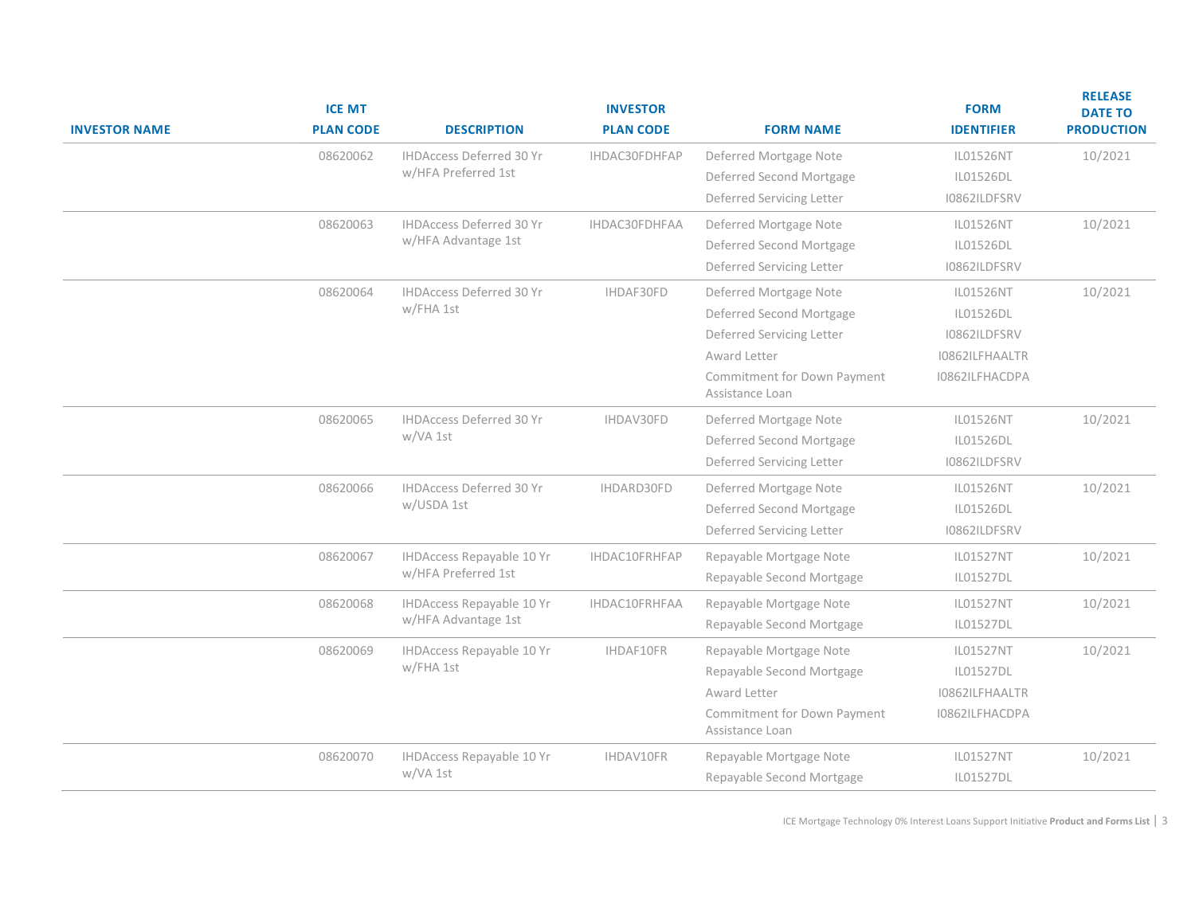| INVESTOR NAME | ICE MT PLAN CODE | DESCRIPTION | INVESTOR PLAN CODE | FORM NAME | FORM IDENTIFIER | RELEASE DATE TO PRODUCTION |
|---|---|---|---|---|---|---|
| | 08620062 | IHDAccess Deferred 30 Yr w/HFA Preferred 1st | IHDAC30FDHFAP | Deferred Mortgage Note | IL01526NT | 10/2021 |
| | | | | Deferred Second Mortgage | IL01526DL | |
| | | | | Deferred Servicing Letter | I0862ILDFSRV | |
| | 08620063 | IHDAccess Deferred 30 Yr w/HFA Advantage 1st | IHDAC30FDHFAA | Deferred Mortgage Note | IL01526NT | 10/2021 |
| | | | | Deferred Second Mortgage | IL01526DL | |
| | | | | Deferred Servicing Letter | I0862ILDFSRV | |
| | 08620064 | IHDAccess Deferred 30 Yr w/FHA 1st | IHDAF30FD | Deferred Mortgage Note | IL01526NT | 10/2021 |
| | | | | Deferred Second Mortgage | IL01526DL | |
| | | | | Deferred Servicing Letter | I0862ILDFSRV | |
| | | | | Award Letter | I0862ILFHAALTR | |
| | | | | Commitment for Down Payment Assistance Loan | I0862ILFHACDPA | |
| | 08620065 | IHDAccess Deferred 30 Yr w/VA 1st | IHDAV30FD | Deferred Mortgage Note | IL01526NT | 10/2021 |
| | | | | Deferred Second Mortgage | IL01526DL | |
| | | | | Deferred Servicing Letter | I0862ILDFSRV | |
| | 08620066 | IHDAccess Deferred 30 Yr w/USDA 1st | IHDARD30FD | Deferred Mortgage Note | IL01526NT | 10/2021 |
| | | | | Deferred Second Mortgage | IL01526DL | |
| | | | | Deferred Servicing Letter | I0862ILDFSRV | |
| | 08620067 | IHDAccess Repayable 10 Yr w/HFA Preferred 1st | IHDAC10FRHFAP | Repayable Mortgage Note | IL01527NT | 10/2021 |
| | | | | Repayable Second Mortgage | IL01527DL | |
| | 08620068 | IHDAccess Repayable 10 Yr w/HFA Advantage 1st | IHDAC10FRHFAA | Repayable Mortgage Note | IL01527NT | 10/2021 |
| | | | | Repayable Second Mortgage | IL01527DL | |
| | 08620069 | IHDAccess Repayable 10 Yr w/FHA 1st | IHDAF10FR | Repayable Mortgage Note | IL01527NT | 10/2021 |
| | | | | Repayable Second Mortgage | IL01527DL | |
| | | | | Award Letter | I0862ILFHAALTR | |
| | | | | Commitment for Down Payment Assistance Loan | I0862ILFHACDPA | |
| | 08620070 | IHDAccess Repayable 10 Yr w/VA 1st | IHDAV10FR | Repayable Mortgage Note | IL01527NT | 10/2021 |
| | | | | Repayable Second Mortgage | IL01527DL | |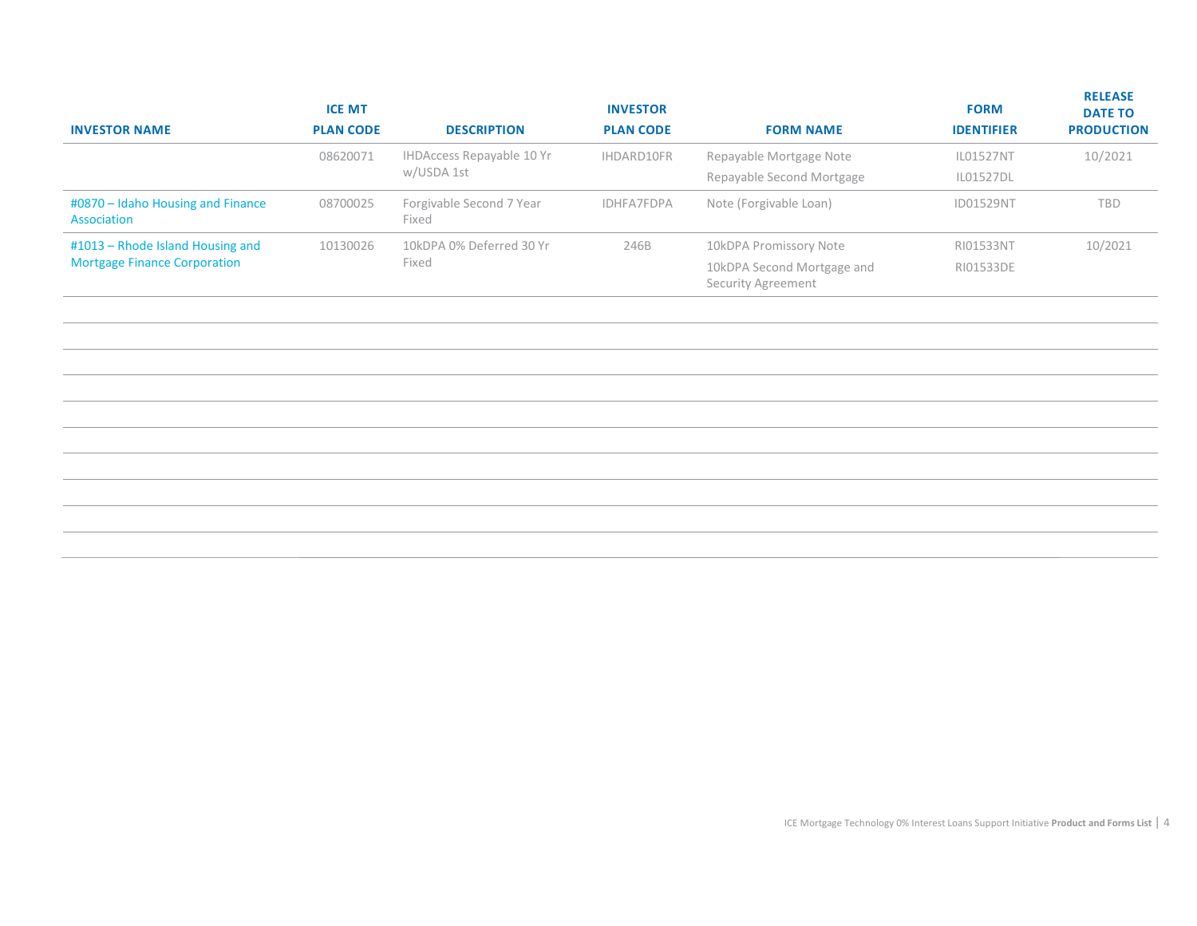| INVESTOR NAME | ICE MT PLAN CODE | DESCRIPTION | INVESTOR PLAN CODE | FORM NAME | FORM IDENTIFIER | RELEASE DATE TO PRODUCTION |
|---|---|---|---|---|---|---|
| | 08620071 | IHDAccess Repayable 10 Yr w/USDA 1st | IHDARD10FR | Repayable Mortgage Note<br>Repayable Second Mortgage | IL01527NT<br>IL01527DL | 10/2021 |
| #0870 – Idaho Housing and Finance Association | 08700025 | Forgivable Second 7 Year Fixed | IDHFA7FDPA | Note (Forgivable Loan) | ID01529NT | TBD |
| #1013 – Rhode Island Housing and Mortgage Finance Corporation | 10130026 | 10kDPA 0% Deferred 30 Yr Fixed | 246B | 10kDPA Promissory Note<br>10kDPA Second Mortgage and Security Agreement | RI01533NT<br>RI01533DE | 10/2021 |